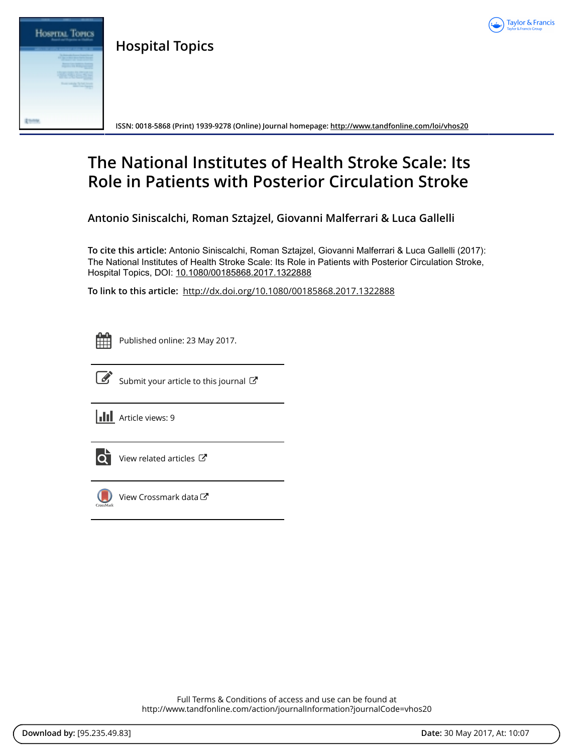# Hospital Topics

ISSN: 0018-5868 (Print) 1939-9278 (Online) Journal homepage: http://www.tandfonline.com/loi/vhos20

# The National Institutes of Health Stroke Scale: Its Role in Patients with Posterior Circulation Stroke

**Antonio Siniscalchi, Roman Sztajzel, Giovanni Malferrari & Luca Gallelli**

**To cite this article:** Antonio Siniscalchi, Roman Sztajzel, Giovanni Malferrari & Luca Gallelli (2017): The National Institutes of Health Stroke Scale: Its Role in Patients with Posterior Circulation Stroke, Hospital Topics, DOI: 10.1080/00185868.2017.1322888

**To link to this article:** http://dx.doi.org/10.1080/00185868.2017.1322888

Published online: 23 May 2017.

Submit your article to this journal

Article views: 9

View related articles

View Crossmark data

Full Terms & Conditions of access and use can be found at
http://www.tandfonline.com/action/journalInformation?journalCode=vhos20

**Download by:** [95.235.49.83] **Date:** 30 May 2017, At: 10:07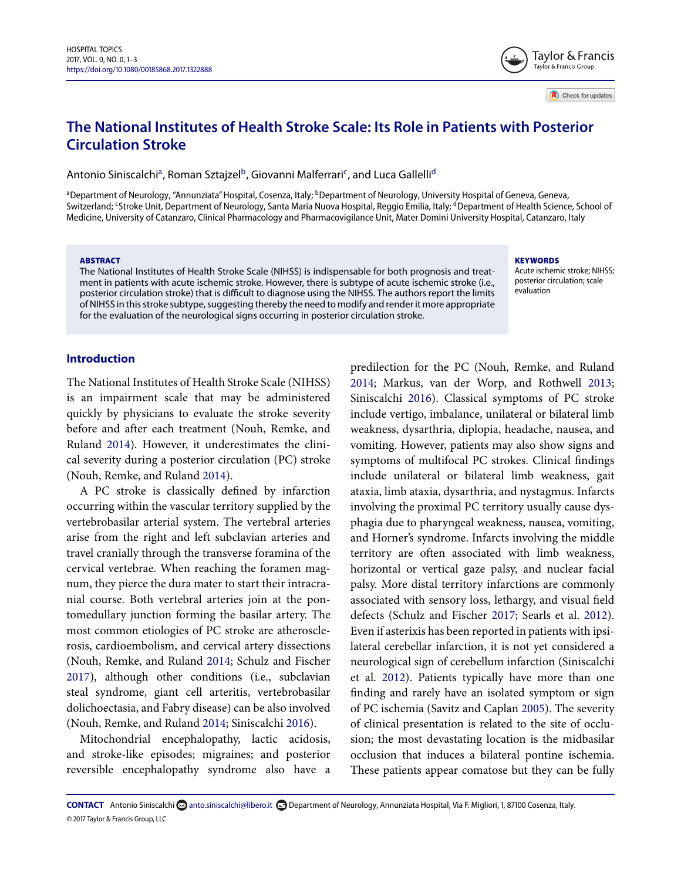# The National Institutes of Health Stroke Scale: Its Role in Patients with Posterior Circulation Stroke

Antonio Siniscalchi[a], Roman Sztajzel[b], Giovanni Malferrari[c], and Luca Gallelli[d]

[a]Department of Neurology, "Annunziata" Hospital, Cosenza, Italy; [b]Department of Neurology, University Hospital of Geneva, Geneva, Switzerland; [c]Stroke Unit, Department of Neurology, Santa Maria Nuova Hospital, Reggio Emilia, Italy; [d]Department of Health Science, School of Medicine, University of Catanzaro, Clinical Pharmacology and Pharmacovigilance Unit, Mater Domini University Hospital, Catanzaro, Italy

**ABSTRACT**

The National Institutes of Health Stroke Scale (NIHSS) is indispensable for both prognosis and treatment in patients with acute ischemic stroke. However, there is subtype of acute ischemic stroke (i.e., posterior circulation stroke) that is difficult to diagnose using the NIHSS. The authors report the limits of NIHSS in this stroke subtype, suggesting thereby the need to modify and render it more appropriate for the evaluation of the neurological signs occurring in posterior circulation stroke.

**KEYWORDS**

Acute ischemic stroke; NIHSS; posterior circulation; scale evaluation

## Introduction

The National Institutes of Health Stroke Scale (NIHSS) is an impairment scale that may be administered quickly by physicians to evaluate the stroke severity before and after each treatment (Nouh, Remke, and Ruland 2014). However, it underestimates the clinical severity during a posterior circulation (PC) stroke (Nouh, Remke, and Ruland 2014).

A PC stroke is classically defined by infarction occurring within the vascular territory supplied by the vertebrobasilar arterial system. The vertebral arteries arise from the right and left subclavian arteries and travel cranially through the transverse foramina of the cervical vertebrae. When reaching the foramen magnum, they pierce the dura mater to start their intracranial course. Both vertebral arteries join at the pontomedullary junction forming the basilar artery. The most common etiologies of PC stroke are atherosclerosis, cardioembolism, and cervical artery dissections (Nouh, Remke, and Ruland 2014; Schulz and Fischer 2017), although other conditions (i.e., subclavian steal syndrome, giant cell arteritis, vertebrobasilar dolichoectasia, and Fabry disease) can be also involved (Nouh, Remke, and Ruland 2014; Siniscalchi 2016).

Mitochondrial encephalopathy, lactic acidosis, and stroke-like episodes; migraines; and posterior reversible encephalopathy syndrome also have a predilection for the PC (Nouh, Remke, and Ruland 2014; Markus, van der Worp, and Rothwell 2013; Siniscalchi 2016). Classical symptoms of PC stroke include vertigo, imbalance, unilateral or bilateral limb weakness, dysarthria, diplopia, headache, nausea, and vomiting. However, patients may also show signs and symptoms of multifocal PC strokes. Clinical findings include unilateral or bilateral limb weakness, gait ataxia, limb ataxia, dysarthria, and nystagmus. Infarcts involving the proximal PC territory usually cause dysphagia due to pharyngeal weakness, nausea, vomiting, and Horner's syndrome. Infarcts involving the middle territory are often associated with limb weakness, horizontal or vertical gaze palsy, and nuclear facial palsy. More distal territory infarctions are commonly associated with sensory loss, lethargy, and visual field defects (Schulz and Fischer 2017; Searls et al. 2012). Even if asterixis has been reported in patients with ipsilateral cerebellar infarction, it is not yet considered a neurological sign of cerebellum infarction (Siniscalchi et al. 2012). Patients typically have more than one finding and rarely have an isolated symptom or sign of PC ischemia (Savitz and Caplan 2005). The severity of clinical presentation is related to the site of occlusion; the most devastating location is the midbasilar occlusion that induces a bilateral pontine ischemia. These patients appear comatose but they can be fully

**CONTACT** Antonio Siniscalchi anto.siniscalchi@libero.it Department of Neurology, Annunziata Hospital, Via F. Migliori, 1, 87100 Cosenza, Italy.

© 2017 Taylor & Francis Group, LLC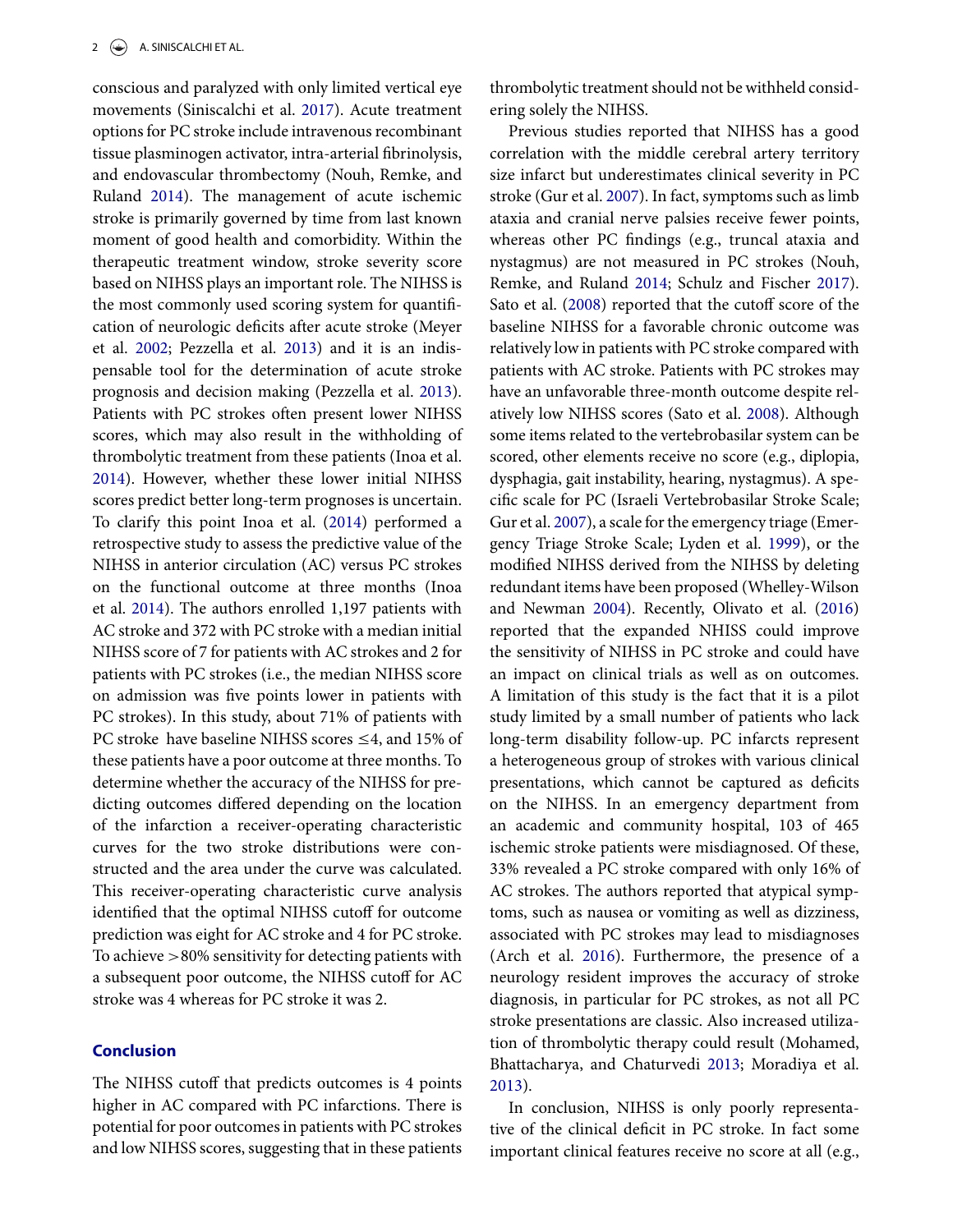conscious and paralyzed with only limited vertical eye movements (Siniscalchi et al. 2017). Acute treatment options for PC stroke include intravenous recombinant tissue plasminogen activator, intra-arterial fibrinolysis, and endovascular thrombectomy (Nouh, Remke, and Ruland 2014). The management of acute ischemic stroke is primarily governed by time from last known moment of good health and comorbidity. Within the therapeutic treatment window, stroke severity score based on NIHSS plays an important role. The NIHSS is the most commonly used scoring system for quantification of neurologic deficits after acute stroke (Meyer et al. 2002; Pezzella et al. 2013) and it is an indispensable tool for the determination of acute stroke prognosis and decision making (Pezzella et al. 2013). Patients with PC strokes often present lower NIHSS scores, which may also result in the withholding of thrombolytic treatment from these patients (Inoa et al. 2014). However, whether these lower initial NIHSS scores predict better long-term prognoses is uncertain. To clarify this point Inoa et al. (2014) performed a retrospective study to assess the predictive value of the NIHSS in anterior circulation (AC) versus PC strokes on the functional outcome at three months (Inoa et al. 2014). The authors enrolled 1,197 patients with AC stroke and 372 with PC stroke with a median initial NIHSS score of 7 for patients with AC strokes and 2 for patients with PC strokes (i.e., the median NIHSS score on admission was five points lower in patients with PC strokes). In this study, about 71% of patients with PC stroke have baseline NIHSS scores ≤4, and 15% of these patients have a poor outcome at three months. To determine whether the accuracy of the NIHSS for predicting outcomes differed depending on the location of the infarction a receiver-operating characteristic curves for the two stroke distributions were constructed and the area under the curve was calculated. This receiver-operating characteristic curve analysis identified that the optimal NIHSS cutoff for outcome prediction was eight for AC stroke and 4 for PC stroke. To achieve >80% sensitivity for detecting patients with a subsequent poor outcome, the NIHSS cutoff for AC stroke was 4 whereas for PC stroke it was 2.

## Conclusion

The NIHSS cutoff that predicts outcomes is 4 points higher in AC compared with PC infarctions. There is potential for poor outcomes in patients with PC strokes and low NIHSS scores, suggesting that in these patients thrombolytic treatment should not be withheld considering solely the NIHSS.

Previous studies reported that NIHSS has a good correlation with the middle cerebral artery territory size infarct but underestimates clinical severity in PC stroke (Gur et al. 2007). In fact, symptoms such as limb ataxia and cranial nerve palsies receive fewer points, whereas other PC findings (e.g., truncal ataxia and nystagmus) are not measured in PC strokes (Nouh, Remke, and Ruland 2014; Schulz and Fischer 2017). Sato et al. (2008) reported that the cutoff score of the baseline NIHSS for a favorable chronic outcome was relatively low in patients with PC stroke compared with patients with AC stroke. Patients with PC strokes may have an unfavorable three-month outcome despite relatively low NIHSS scores (Sato et al. 2008). Although some items related to the vertebrobasilar system can be scored, other elements receive no score (e.g., diplopia, dysphagia, gait instability, hearing, nystagmus). A specific scale for PC (Israeli Vertebrobasilar Stroke Scale; Gur et al. 2007), a scale for the emergency triage (Emergency Triage Stroke Scale; Lyden et al. 1999), or the modified NIHSS derived from the NIHSS by deleting redundant items have been proposed (Whelley-Wilson and Newman 2004). Recently, Olivato et al. (2016) reported that the expanded NHISS could improve the sensitivity of NIHSS in PC stroke and could have an impact on clinical trials as well as on outcomes. A limitation of this study is the fact that it is a pilot study limited by a small number of patients who lack long-term disability follow-up. PC infarcts represent a heterogeneous group of strokes with various clinical presentations, which cannot be captured as deficits on the NIHSS. In an emergency department from an academic and community hospital, 103 of 465 ischemic stroke patients were misdiagnosed. Of these, 33% revealed a PC stroke compared with only 16% of AC strokes. The authors reported that atypical symptoms, such as nausea or vomiting as well as dizziness, associated with PC strokes may lead to misdiagnoses (Arch et al. 2016). Furthermore, the presence of a neurology resident improves the accuracy of stroke diagnosis, in particular for PC strokes, as not all PC stroke presentations are classic. Also increased utilization of thrombolytic therapy could result (Mohamed, Bhattacharya, and Chaturvedi 2013; Moradiya et al. 2013).

In conclusion, NIHSS is only poorly representative of the clinical deficit in PC stroke. In fact some important clinical features receive no score at all (e.g.,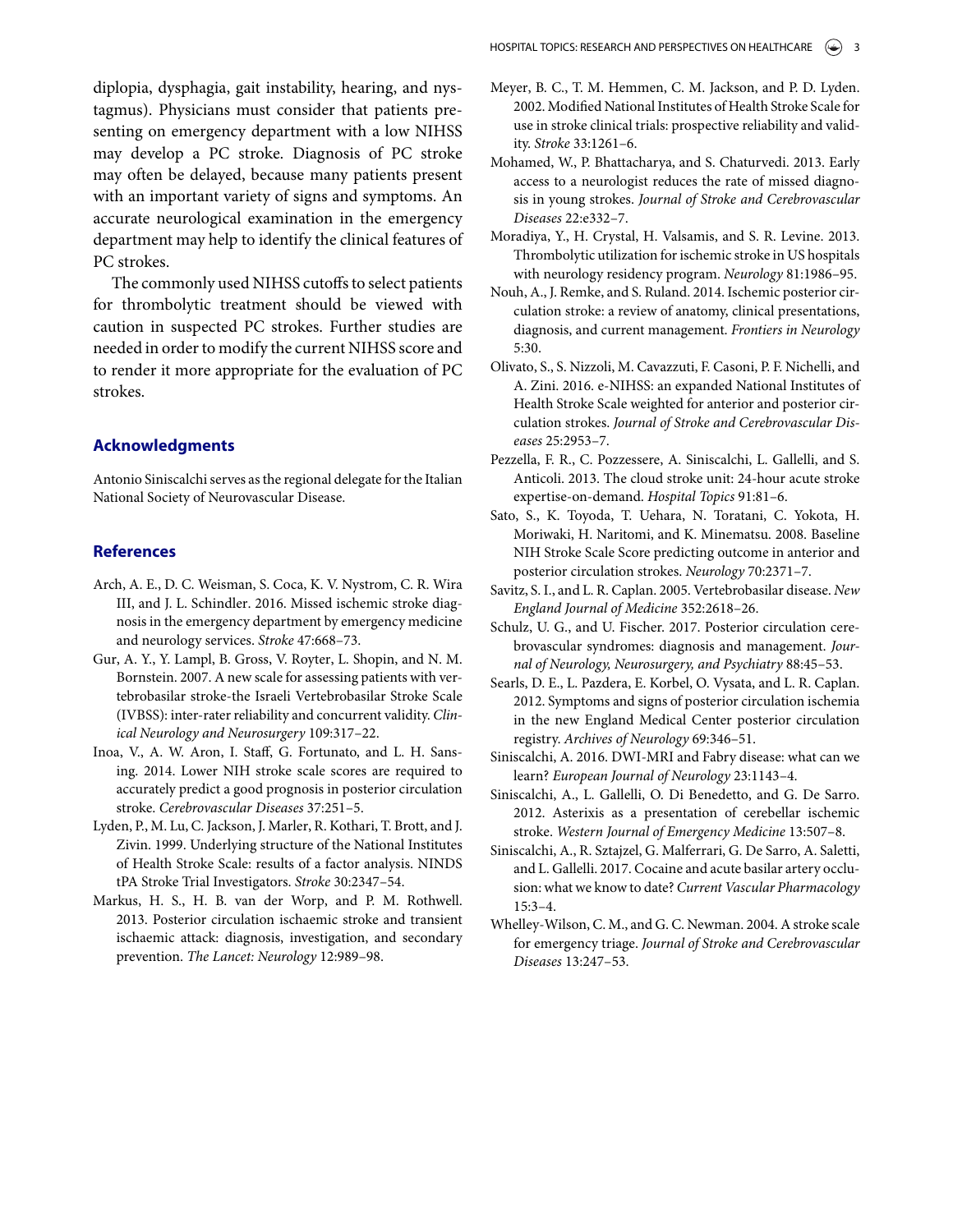diplopia, dysphagia, gait instability, hearing, and nystagmus). Physicians must consider that patients presenting on emergency department with a low NIHSS may develop a PC stroke. Diagnosis of PC stroke may often be delayed, because many patients present with an important variety of signs and symptoms. An accurate neurological examination in the emergency department may help to identify the clinical features of PC strokes.

The commonly used NIHSS cutoffs to select patients for thrombolytic treatment should be viewed with caution in suspected PC strokes. Further studies are needed in order to modify the current NIHSS score and to render it more appropriate for the evaluation of PC strokes.

## Acknowledgments

Antonio Siniscalchi serves as the regional delegate for the Italian National Society of Neurovascular Disease.

## References

Arch, A. E., D. C. Weisman, S. Coca, K. V. Nystrom, C. R. Wira III, and J. L. Schindler. 2016. Missed ischemic stroke diagnosis in the emergency department by emergency medicine and neurology services. *Stroke* 47:668–73.

Gur, A. Y., Y. Lampl, B. Gross, V. Royter, L. Shopin, and N. M. Bornstein. 2007. A new scale for assessing patients with vertebrobasilar stroke-the Israeli Vertebrobasilar Stroke Scale (IVBSS): inter-rater reliability and concurrent validity. *Clinical Neurology and Neurosurgery* 109:317–22.

Inoa, V., A. W. Aron, I. Staff, G. Fortunato, and L. H. Sansing. 2014. Lower NIH stroke scale scores are required to accurately predict a good prognosis in posterior circulation stroke. *Cerebrovascular Diseases* 37:251–5.

Lyden, P., M. Lu, C. Jackson, J. Marler, R. Kothari, T. Brott, and J. Zivin. 1999. Underlying structure of the National Institutes of Health Stroke Scale: results of a factor analysis. NINDS tPA Stroke Trial Investigators. *Stroke* 30:2347–54.

Markus, H. S., H. B. van der Worp, and P. M. Rothwell. 2013. Posterior circulation ischaemic stroke and transient ischaemic attack: diagnosis, investigation, and secondary prevention. *The Lancet: Neurology* 12:989–98.

Meyer, B. C., T. M. Hemmen, C. M. Jackson, and P. D. Lyden. 2002. Modified National Institutes of Health Stroke Scale for use in stroke clinical trials: prospective reliability and validity. *Stroke* 33:1261–6.

Mohamed, W., P. Bhattacharya, and S. Chaturvedi. 2013. Early access to a neurologist reduces the rate of missed diagnosis in young strokes. *Journal of Stroke and Cerebrovascular Diseases* 22:e332–7.

Moradiya, Y., H. Crystal, H. Valsamis, and S. R. Levine. 2013. Thrombolytic utilization for ischemic stroke in US hospitals with neurology residency program. *Neurology* 81:1986–95.

Nouh, A., J. Remke, and S. Ruland. 2014. Ischemic posterior circulation stroke: a review of anatomy, clinical presentations, diagnosis, and current management. *Frontiers in Neurology* 5:30.

Olivato, S., S. Nizzoli, M. Cavazzuti, F. Casoni, P. F. Nichelli, and A. Zini. 2016. e-NIHSS: an expanded National Institutes of Health Stroke Scale weighted for anterior and posterior circulation strokes. *Journal of Stroke and Cerebrovascular Diseases* 25:2953–7.

Pezzella, F. R., C. Pozzessere, A. Siniscalchi, L. Gallelli, and S. Anticoli. 2013. The cloud stroke unit: 24-hour acute stroke expertise-on-demand. *Hospital Topics* 91:81–6.

Sato, S., K. Toyoda, T. Uehara, N. Toratani, C. Yokota, H. Moriwaki, H. Naritomi, and K. Minematsu. 2008. Baseline NIH Stroke Scale Score predicting outcome in anterior and posterior circulation strokes. *Neurology* 70:2371–7.

Savitz, S. I., and L. R. Caplan. 2005. Vertebrobasilar disease. *New England Journal of Medicine* 352:2618–26.

Schulz, U. G., and U. Fischer. 2017. Posterior circulation cerebrovascular syndromes: diagnosis and management. *Journal of Neurology, Neurosurgery, and Psychiatry* 88:45–53.

Searls, D. E., L. Pazdera, E. Korbel, O. Vysata, and L. R. Caplan. 2012. Symptoms and signs of posterior circulation ischemia in the new England Medical Center posterior circulation registry. *Archives of Neurology* 69:346–51.

Siniscalchi, A. 2016. DWI-MRI and Fabry disease: what can we learn? *European Journal of Neurology* 23:1143–4.

Siniscalchi, A., L. Gallelli, O. Di Benedetto, and G. De Sarro. 2012. Asterixis as a presentation of cerebellar ischemic stroke. *Western Journal of Emergency Medicine* 13:507–8.

Siniscalchi, A., R. Sztajzel, G. Malferrari, G. De Sarro, A. Saletti, and L. Gallelli. 2017. Cocaine and acute basilar artery occlusion: what we know to date? *Current Vascular Pharmacology* 15:3–4.

Whelley-Wilson, C. M., and G. C. Newman. 2004. A stroke scale for emergency triage. *Journal of Stroke and Cerebrovascular Diseases* 13:247–53.